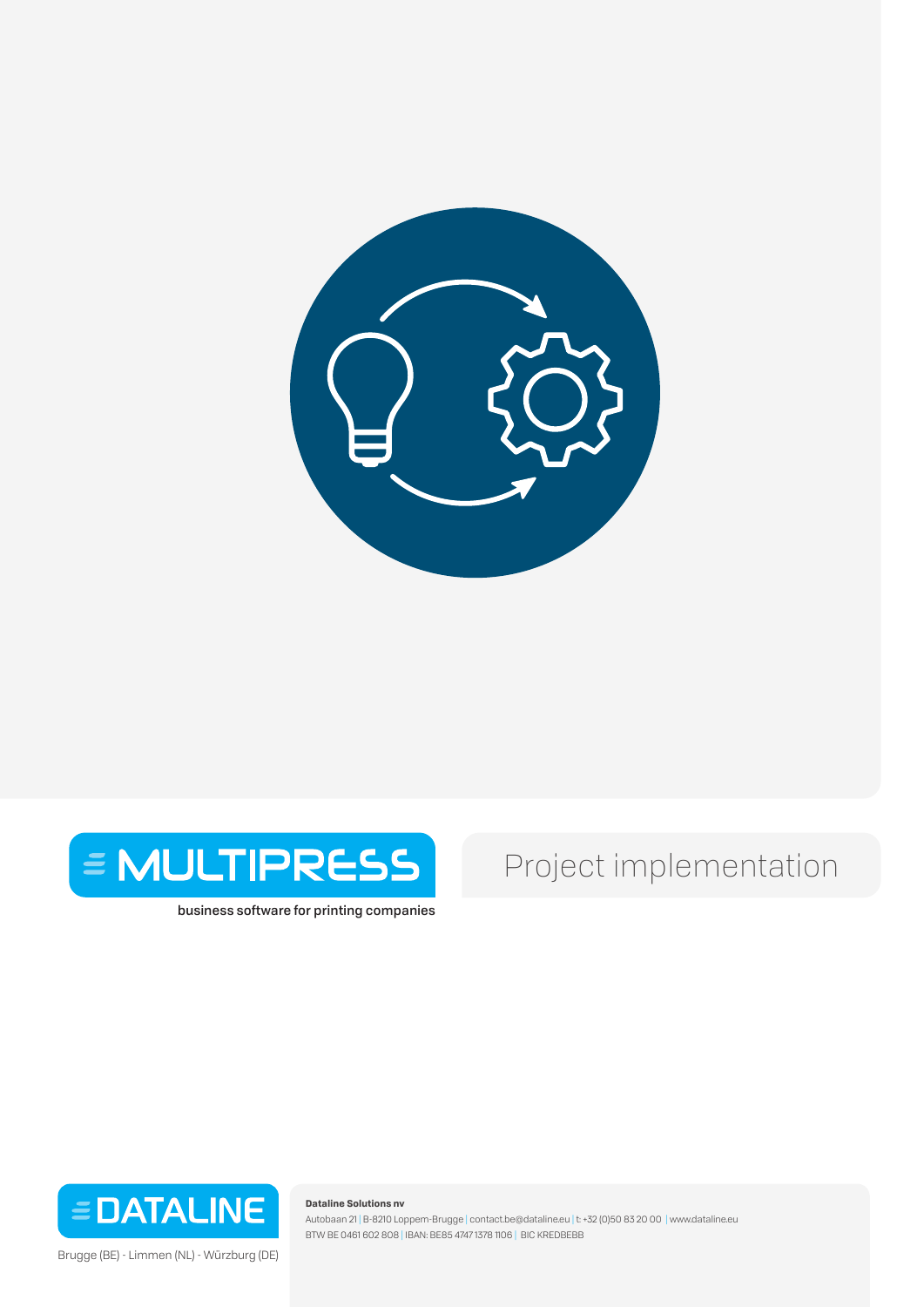# MULTIPRESS

business software for printing companies

# Project implementation

DATALINE

Brugge (BE) - Limmen (NL) - Würzburg (DE)

**Dataline Solutions nv**

Autobaan 21 | B-8210 Loppem-Brugge | contact.be@dataline.eu | t: +32 (0)50 83 20 00 | www.dataline.eu
BTW BE 0461 602 808 | IBAN: BE85 4747 1378 1106 | BIC KREDBEBB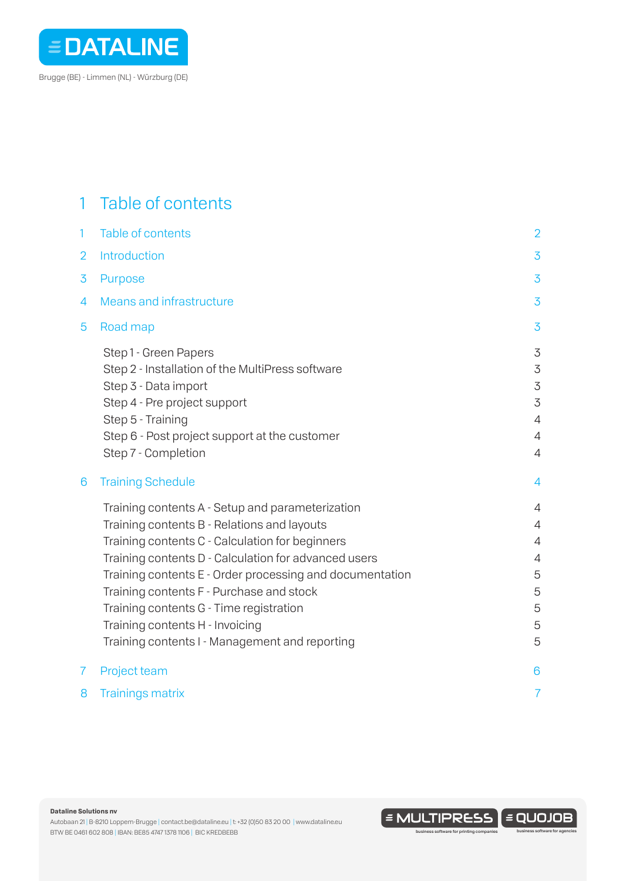# 1 Table of contents

| | | |
|---|---|---|
| 1 | Table of contents | 2 |
| 2 | Introduction | 3 |
| 3 | Purpose | 3 |
| 4 | Means and infrastructure | 3 |
| 5 | Road map | 3 |
| | Step 1 - Green Papers | 3 |
| | Step 2 - Installation of the MultiPress software | 3 |
| | Step 3 - Data import | 3 |
| | Step 4 - Pre project support | 3 |
| | Step 5 - Training | 4 |
| | Step 6 - Post project support at the customer | 4 |
| | Step 7 - Completion | 4 |
| 6 | Training Schedule | 4 |
| | Training contents A - Setup and parameterization | 4 |
| | Training contents B - Relations and layouts | 4 |
| | Training contents C - Calculation for beginners | 4 |
| | Training contents D - Calculation for advanced users | 4 |
| | Training contents E - Order processing and documentation | 5 |
| | Training contents F - Purchase and stock | 5 |
| | Training contents G - Time registration | 5 |
| | Training contents H - Invoicing | 5 |
| | Training contents I - Management and reporting | 5 |
| 7 | Project team | 6 |
| 8 | Trainings matrix | 7 |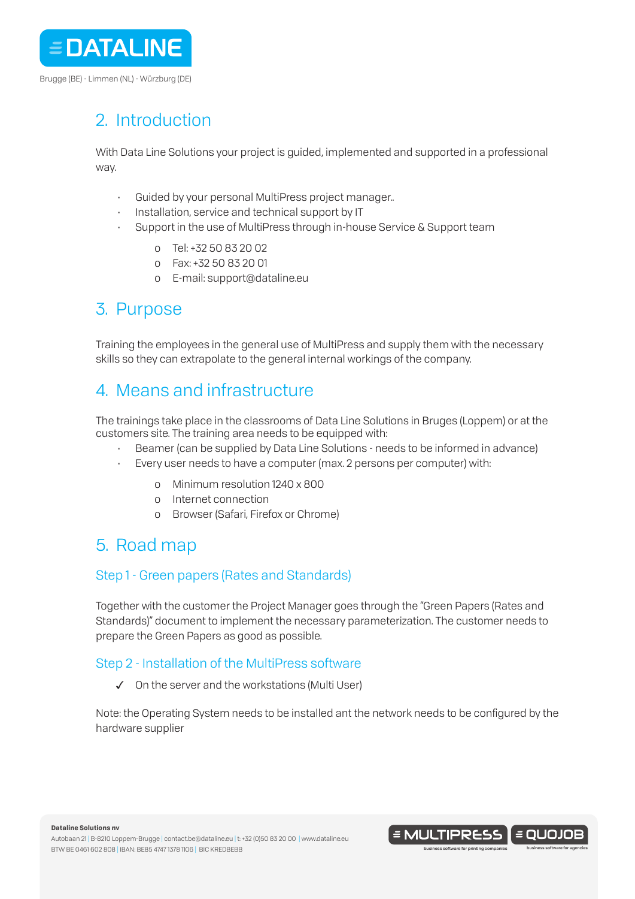## 2. Introduction

With Data Line Solutions your project is guided, implemented and supported in a professional way.

- Guided by your personal MultiPress project manager..
- Installation, service and technical support by IT
- Support in the use of MultiPress through in-house Service & Support team
  - Tel: +32 50 83 20 02
  - Fax: +32 50 83 20 01
  - E-mail: support@dataline.eu

## 3. Purpose

Training the employees in the general use of MultiPress and supply them with the necessary skills so they can extrapolate to the general internal workings of the company.

## 4. Means and infrastructure

The trainings take place in the classrooms of Data Line Solutions in Bruges (Loppem) or at the customers site. The training area needs to be equipped with:

- Beamer (can be supplied by Data Line Solutions - needs to be informed in advance)
- Every user needs to have a computer (max. 2 persons per computer) with:
  - Minimum resolution 1240 x 800
  - Internet connection
  - Browser (Safari, Firefox or Chrome)

## 5. Road map

### Step 1 - Green papers (Rates and Standards)

Together with the customer the Project Manager goes through the "Green Papers (Rates and Standards)" document to implement the necessary parameterization. The customer needs to prepare the Green Papers as good as possible.

### Step 2 - Installation of the MultiPress software

✓ On the server and the workstations (Multi User)

Note: the Operating System needs to be installed ant the network needs to be configured by the hardware supplier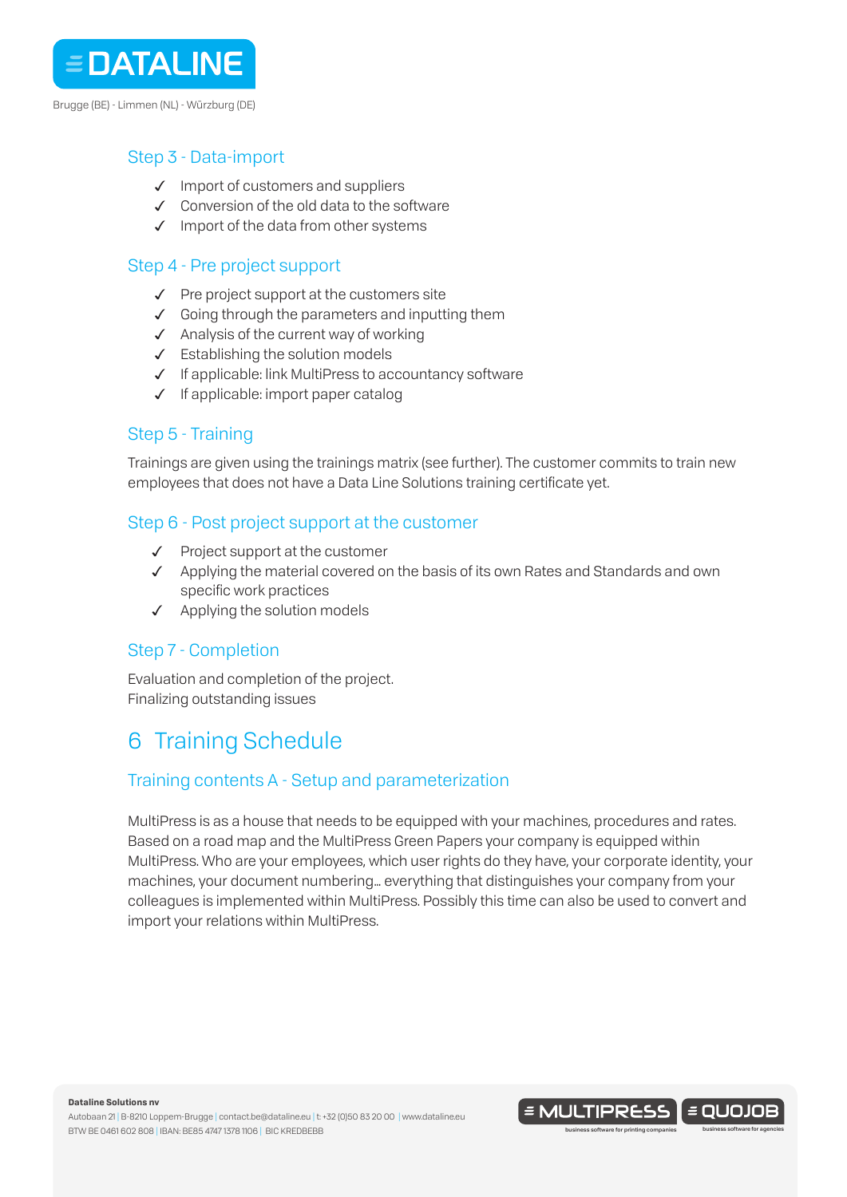### Step 3 - Data-import

- ✓ Import of customers and suppliers
- ✓ Conversion of the old data to the software
- ✓ Import of the data from other systems

### Step 4 - Pre project support

- ✓ Pre project support at the customers site
- ✓ Going through the parameters and inputting them
- ✓ Analysis of the current way of working
- ✓ Establishing the solution models
- ✓ If applicable: link MultiPress to accountancy software
- ✓ If applicable: import paper catalog

### Step 5 - Training

Trainings are given using the trainings matrix (see further). The customer commits to train new employees that does not have a Data Line Solutions training certificate yet.

### Step 6 - Post project support at the customer

- ✓ Project support at the customer
- ✓ Applying the material covered on the basis of its own Rates and Standards and own specific work practices
- ✓ Applying the solution models

### Step 7 - Completion

Evaluation and completion of the project.
Finalizing outstanding issues

## 6 Training Schedule

### Training contents A - Setup and parameterization

MultiPress is as a house that needs to be equipped with your machines, procedures and rates. Based on a road map and the MultiPress Green Papers your company is equipped within MultiPress. Who are your employees, which user rights do they have, your corporate identity, your machines, your document numbering... everything that distinguishes your company from your colleagues is implemented within MultiPress. Possibly this time can also be used to convert and import your relations within MultiPress.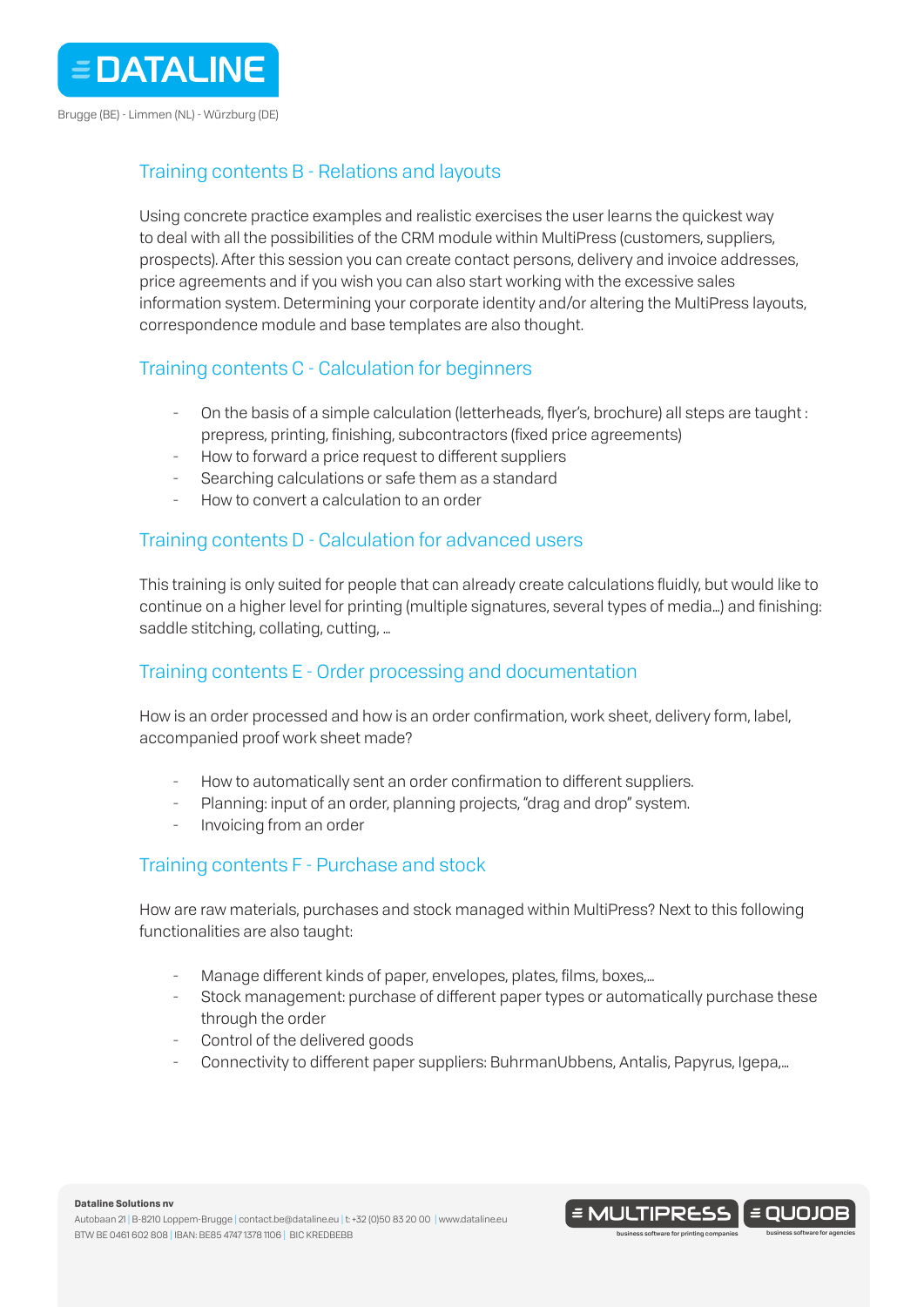## Training contents B - Relations and layouts

Using concrete practice examples and realistic exercises the user learns the quickest way to deal with all the possibilities of the CRM module within MultiPress (customers, suppliers, prospects). After this session you can create contact persons, delivery and invoice addresses, price agreements and if you wish you can also start working with the excessive sales information system. Determining your corporate identity and/or altering the MultiPress layouts, correspondence module and base templates are also thought.

## Training contents C - Calculation for beginners

- On the basis of a simple calculation (letterheads, flyer's, brochure) all steps are taught : prepress, printing, finishing, subcontractors (fixed price agreements)
- How to forward a price request to different suppliers
- Searching calculations or safe them as a standard
- How to convert a calculation to an order

## Training contents D - Calculation for advanced users

This training is only suited for people that can already create calculations fluidly, but would like to continue on a higher level for printing (multiple signatures, several types of media…) and finishing: saddle stitching, collating, cutting, …

## Training contents E - Order processing and documentation

How is an order processed and how is an order confirmation, work sheet, delivery form, label, accompanied proof work sheet made?

- How to automatically sent an order confirmation to different suppliers.
- Planning: input of an order, planning projects, "drag and drop" system.
- Invoicing from an order

## Training contents F - Purchase and stock

How are raw materials, purchases and stock managed within MultiPress? Next to this following functionalities are also taught:

- Manage different kinds of paper, envelopes, plates, films, boxes,…
- Stock management: purchase of different paper types or automatically purchase these through the order
- Control of the delivered goods
- Connectivity to different paper suppliers: BuhrmanUbbens, Antalis, Papyrus, Igepa,…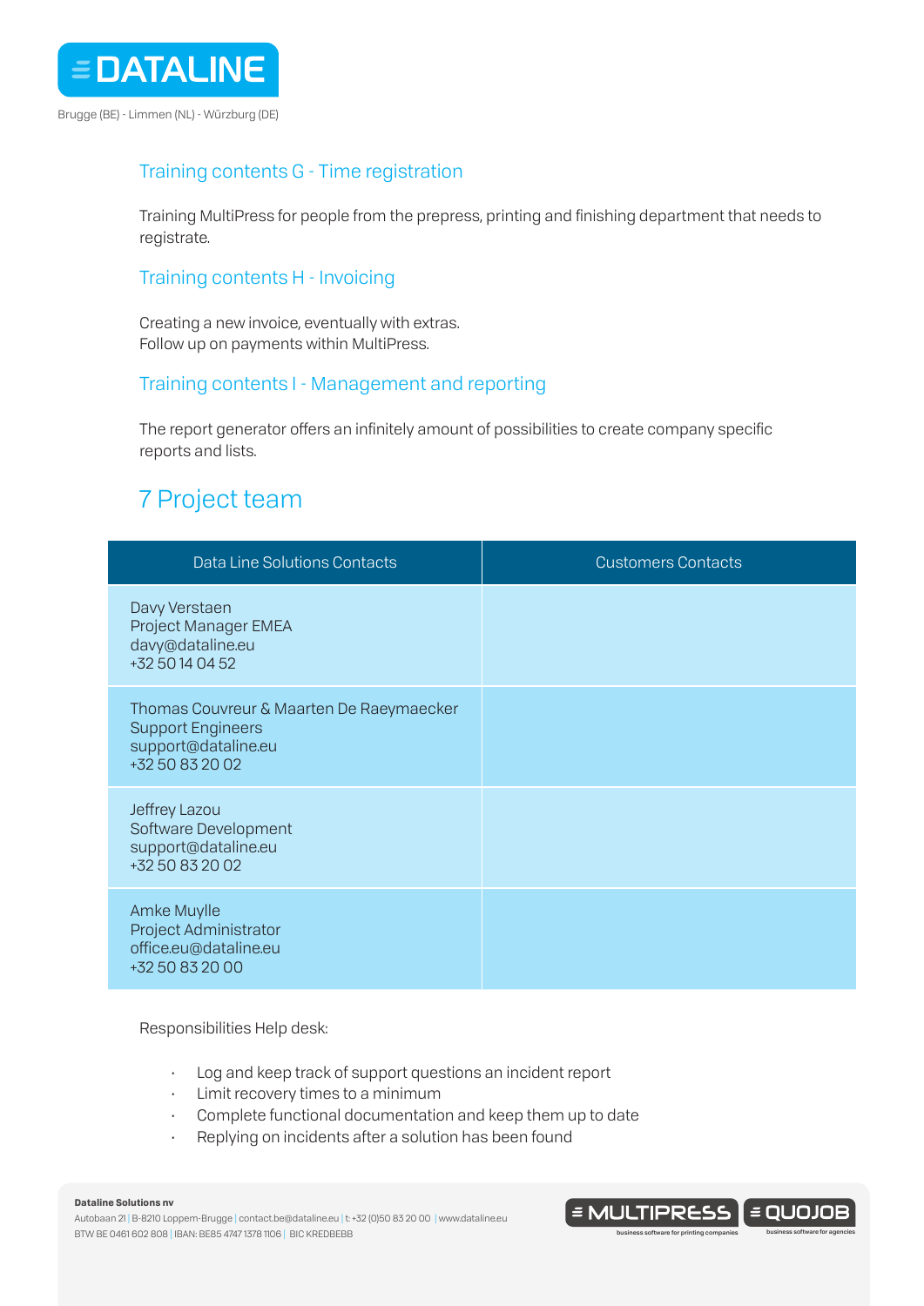### Training contents G - Time registration

Training MultiPress for people from the prepress, printing and finishing department that needs to registrate.

### Training contents H - Invoicing

Creating a new invoice, eventually with extras.
Follow up on payments within MultiPress.

### Training contents I - Management and reporting

The report generator offers an infinitely amount of possibilities to create company specific reports and lists.

## 7 Project team

| Data Line Solutions Contacts | Customers Contacts |
| --- | --- |
| Davy Verstaen<br>Project Manager EMEA<br>davy@dataline.eu<br>+32 50 14 04 52 | |
| Thomas Couvreur & Maarten De Raeymaecker<br>Support Engineers<br>support@dataline.eu<br>+32 50 83 20 02 | |
| Jeffrey Lazou<br>Software Development<br>support@dataline.eu<br>+32 50 83 20 02 | |
| Amke Muylle<br>Project Administrator<br>office.eu@dataline.eu<br>+32 50 83 20 00 | |

Responsibilities Help desk:

- Log and keep track of support questions an incident report
- Limit recovery times to a minimum
- Complete functional documentation and keep them up to date
- Replying on incidents after a solution has been found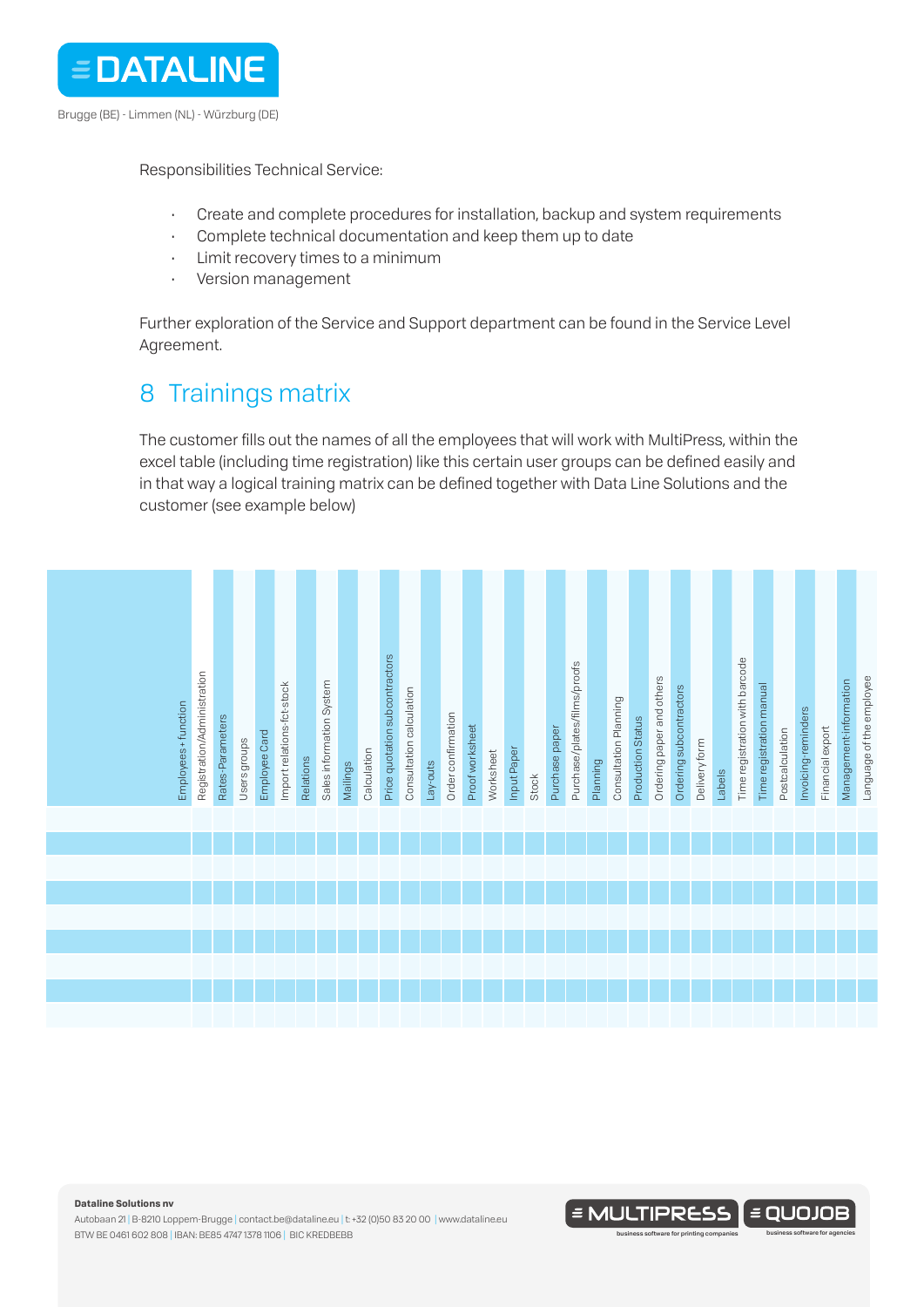Responsibilities Technical Service:

- Create and complete procedures for installation, backup and system requirements
- Complete technical documentation and keep them up to date
- Limit recovery times to a minimum
- Version management

Further exploration of the Service and Support department can be found in the Service Level Agreement.

## 8 Trainings matrix

The customer fills out the names of all the employees that will work with MultiPress, within the excel table (including time registration) like this certain user groups can be defined easily and in that way a logical training matrix can be defined together with Data Line Solutions and the customer (see example below)

| Employees + function | Registration/Administration | Rates-Parameters | Users groups | Employee Card | Import relations-fct-stock | Relations | Sales information System | Mailings | Calculation | Price quotation subcontractors | Consultation calculation | Lay-outs | Order confirmation | Proof worksheet | Worksheet | Input Paper | Stock | Purchase paper | Purchase/plates/films/proofs | Planning | Consultation Planning | Production Status | Ordering paper and others | Ordering subcontractors | Delivery form | Labels | Time registration with barcode | Time registration manual | Postcalculation | Invoicing-reminders | Financial export | Management-information | Language of the employee |
|---|---|---|---|---|---|---|---|---|---|---|---|---|---|---|---|---|---|---|---|---|---|---|---|---|---|---|---|---|---|---|---|---|---|
| | | | | | | | | | | | | | | | | | | | | | | | | | | | | | | | | | |
| | | | | | | | | | | | | | | | | | | | | | | | | | | | | | | | | | |
| | | | | | | | | | | | | | | | | | | | | | | | | | | | | | | | | | |
| | | | | | | | | | | | | | | | | | | | | | | | | | | | | | | | | | |
| | | | | | | | | | | | | | | | | | | | | | | | | | | | | | | | | | |
| | | | | | | | | | | | | | | | | | | | | | | | | | | | | | | | | | |
| | | | | | | | | | | | | | | | | | | | | | | | | | | | | | | | | | |
| | | | | | | | | | | | | | | | | | | | | | | | | | | | | | | | | | |
| | | | | | | | | | | | | | | | | | | | | | | | | | | | | | | | | | |